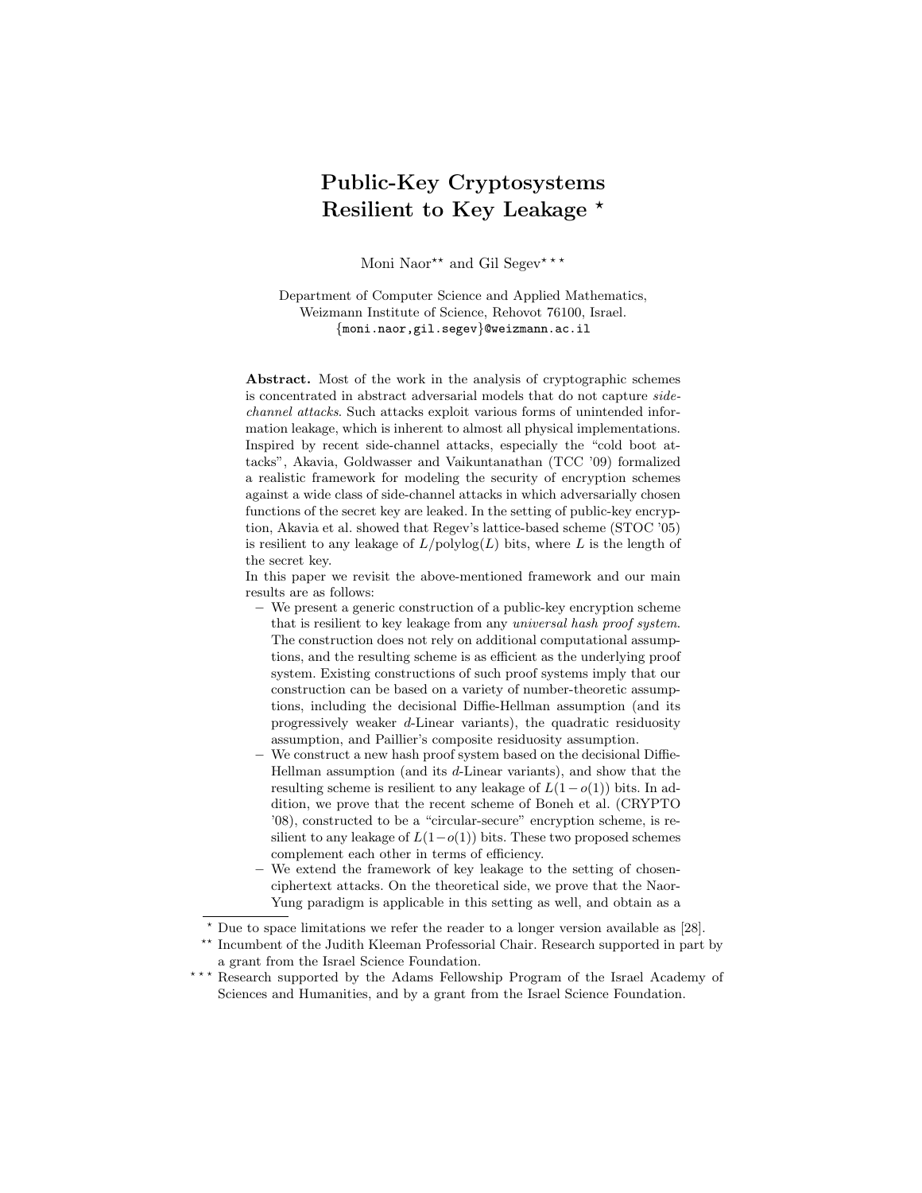# Public-Key Cryptosystems Resilient to Key Leakage *

Moni Naor** and Gil Segev***

Department of Computer Science and Applied Mathematics, Weizmann Institute of Science, Rehovot 76100, Israel. {moni.naor,gil.segev}@weizmann.ac.il

**Abstract.** Most of the work in the analysis of cryptographic schemes is concentrated in abstract adversarial models that do not capture *side-channel attacks*. Such attacks exploit various forms of unintended information leakage, which is inherent to almost all physical implementations. Inspired by recent side-channel attacks, especially the "cold boot attacks", Akavia, Goldwasser and Vaikuntanathan (TCC '09) formalized a realistic framework for modeling the security of encryption schemes against a wide class of side-channel attacks in which adversarially chosen functions of the secret key are leaked. In the setting of public-key encryption, Akavia et al. showed that Regev's lattice-based scheme (STOC '05) is resilient to any leakage of $L/\text{polylog}(L)$ bits, where $L$ is the length of the secret key.

In this paper we revisit the above-mentioned framework and our main results are as follows:

- We present a generic construction of a public-key encryption scheme that is resilient to key leakage from any *universal hash proof system*. The construction does not rely on additional computational assumptions, and the resulting scheme is as efficient as the underlying proof system. Existing constructions of such proof systems imply that our construction can be based on a variety of number-theoretic assumptions, including the decisional Diffie-Hellman assumption (and its progressively weaker $d$-Linear variants), the quadratic residuosity assumption, and Paillier's composite residuosity assumption.
- We construct a new hash proof system based on the decisional Diffie-Hellman assumption (and its $d$-Linear variants), and show that the resulting scheme is resilient to any leakage of $L(1-o(1))$ bits. In addition, we prove that the recent scheme of Boneh et al. (CRYPTO '08), constructed to be a "circular-secure" encryption scheme, is resilient to any leakage of $L(1-o(1))$ bits. These two proposed schemes complement each other in terms of efficiency.
- We extend the framework of key leakage to the setting of chosen-ciphertext attacks. On the theoretical side, we prove that the Naor-Yung paradigm is applicable in this setting as well, and obtain as a

---

* Due to space limitations we refer the reader to a longer version available as [28].

** Incumbent of the Judith Kleeman Professorial Chair. Research supported in part by a grant from the Israel Science Foundation.

*** Research supported by the Adams Fellowship Program of the Israel Academy of Sciences and Humanities, and by a grant from the Israel Science Foundation.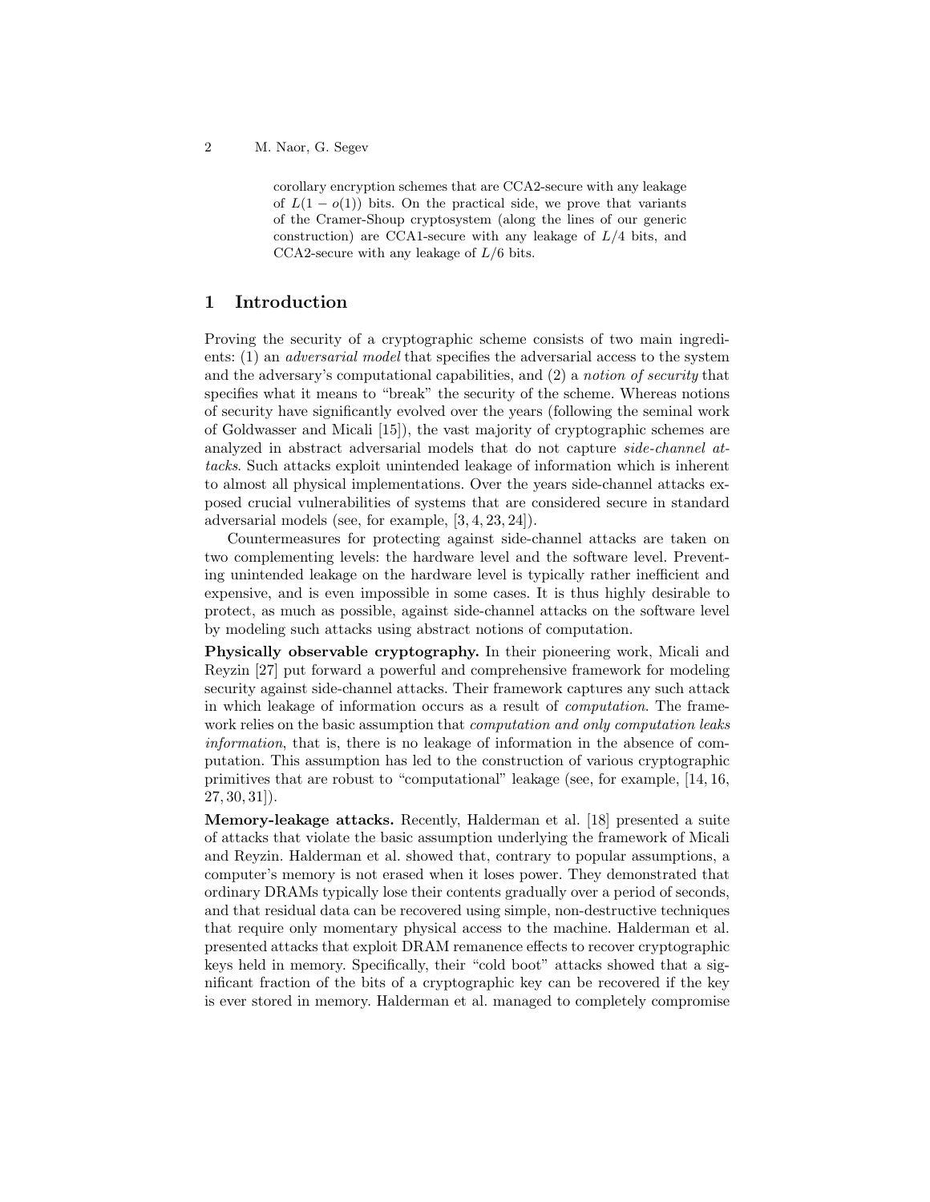corollary encryption schemes that are CCA2-secure with any leakage of $L(1 - o(1))$ bits. On the practical side, we prove that variants of the Cramer-Shoup cryptosystem (along the lines of our generic construction) are CCA1-secure with any leakage of $L/4$ bits, and CCA2-secure with any leakage of $L/6$ bits.

## 1 Introduction

Proving the security of a cryptographic scheme consists of two main ingredients: (1) an *adversarial model* that specifies the adversarial access to the system and the adversary's computational capabilities, and (2) a *notion of security* that specifies what it means to "break" the security of the scheme. Whereas notions of security have significantly evolved over the years (following the seminal work of Goldwasser and Micali [15]), the vast majority of cryptographic schemes are analyzed in abstract adversarial models that do not capture *side-channel attacks*. Such attacks exploit unintended leakage of information which is inherent to almost all physical implementations. Over the years side-channel attacks exposed crucial vulnerabilities of systems that are considered secure in standard adversarial models (see, for example, [3, 4, 23, 24]).

Countermeasures for protecting against side-channel attacks are taken on two complementing levels: the hardware level and the software level. Preventing unintended leakage on the hardware level is typically rather inefficient and expensive, and is even impossible in some cases. It is thus highly desirable to protect, as much as possible, against side-channel attacks on the software level by modeling such attacks using abstract notions of computation.

**Physically observable cryptography.** In their pioneering work, Micali and Reyzin [27] put forward a powerful and comprehensive framework for modeling security against side-channel attacks. Their framework captures any such attack in which leakage of information occurs as a result of *computation*. The framework relies on the basic assumption that *computation and only computation leaks information*, that is, there is no leakage of information in the absence of computation. This assumption has led to the construction of various cryptographic primitives that are robust to "computational" leakage (see, for example, [14, 16, 27, 30, 31]).

**Memory-leakage attacks.** Recently, Halderman et al. [18] presented a suite of attacks that violate the basic assumption underlying the framework of Micali and Reyzin. Halderman et al. showed that, contrary to popular assumptions, a computer's memory is not erased when it loses power. They demonstrated that ordinary DRAMs typically lose their contents gradually over a period of seconds, and that residual data can be recovered using simple, non-destructive techniques that require only momentary physical access to the machine. Halderman et al. presented attacks that exploit DRAM remanence effects to recover cryptographic keys held in memory. Specifically, their "cold boot" attacks showed that a significant fraction of the bits of a cryptographic key can be recovered if the key is ever stored in memory. Halderman et al. managed to completely compromise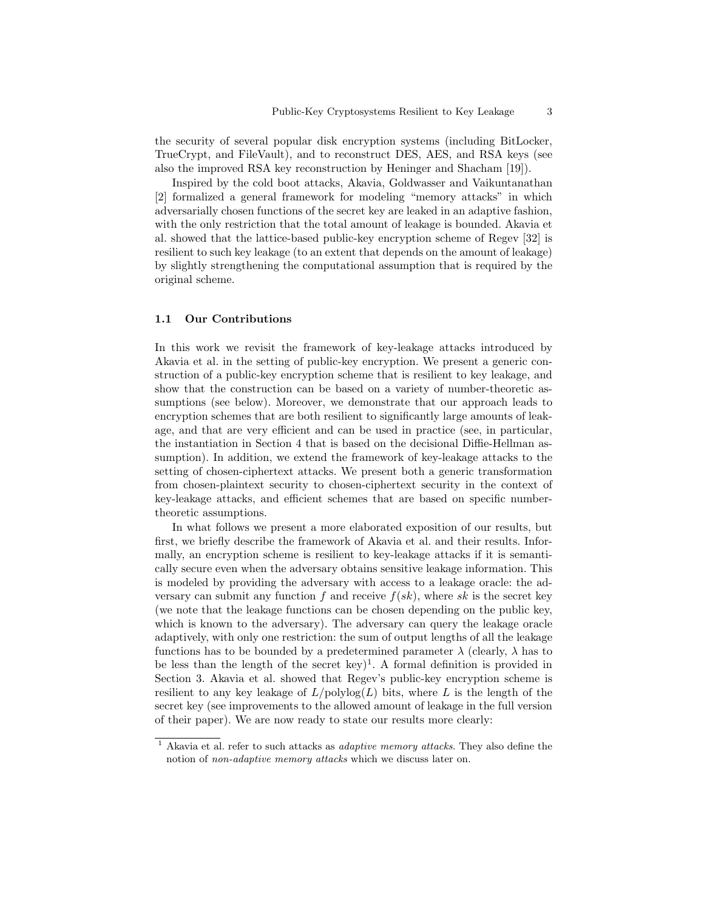the security of several popular disk encryption systems (including BitLocker, TrueCrypt, and FileVault), and to reconstruct DES, AES, and RSA keys (see also the improved RSA key reconstruction by Heninger and Shacham [19]).

Inspired by the cold boot attacks, Akavia, Goldwasser and Vaikuntanathan [2] formalized a general framework for modeling "memory attacks" in which adversarially chosen functions of the secret key are leaked in an adaptive fashion, with the only restriction that the total amount of leakage is bounded. Akavia et al. showed that the lattice-based public-key encryption scheme of Regev [32] is resilient to such key leakage (to an extent that depends on the amount of leakage) by slightly strengthening the computational assumption that is required by the original scheme.

### 1.1 Our Contributions

In this work we revisit the framework of key-leakage attacks introduced by Akavia et al. in the setting of public-key encryption. We present a generic construction of a public-key encryption scheme that is resilient to key leakage, and show that the construction can be based on a variety of number-theoretic assumptions (see below). Moreover, we demonstrate that our approach leads to encryption schemes that are both resilient to significantly large amounts of leakage, and that are very efficient and can be used in practice (see, in particular, the instantiation in Section 4 that is based on the decisional Diffie-Hellman assumption). In addition, we extend the framework of key-leakage attacks to the setting of chosen-ciphertext attacks. We present both a generic transformation from chosen-plaintext security to chosen-ciphertext security in the context of key-leakage attacks, and efficient schemes that are based on specific number-theoretic assumptions.

In what follows we present a more elaborated exposition of our results, but first, we briefly describe the framework of Akavia et al. and their results. Informally, an encryption scheme is resilient to key-leakage attacks if it is semantically secure even when the adversary obtains sensitive leakage information. This is modeled by providing the adversary with access to a leakage oracle: the adversary can submit any function $f$ and receive $f(sk)$, where $sk$ is the secret key (we note that the leakage functions can be chosen depending on the public key, which is known to the adversary). The adversary can query the leakage oracle adaptively, with only one restriction: the sum of output lengths of all the leakage functions has to be bounded by a predetermined parameter $\lambda$ (clearly, $\lambda$ has to be less than the length of the secret key)[1]. A formal definition is provided in Section 3. Akavia et al. showed that Regev's public-key encryption scheme is resilient to any key leakage of $L/\mathrm{polylog}(L)$ bits, where $L$ is the length of the secret key (see improvements to the allowed amount of leakage in the full version of their paper). We are now ready to state our results more clearly:

[1] Akavia et al. refer to such attacks as *adaptive memory attacks*. They also define the notion of *non-adaptive memory attacks* which we discuss later on.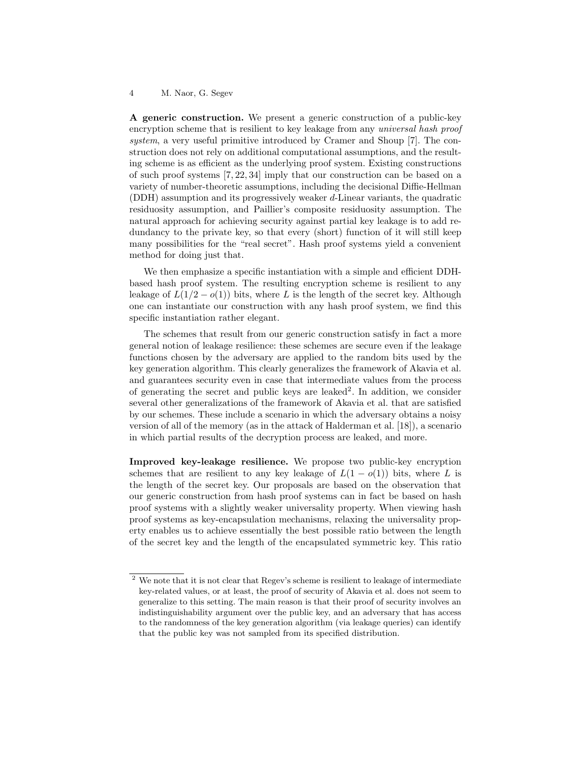**A generic construction.** We present a generic construction of a public-key encryption scheme that is resilient to key leakage from any *universal hash proof system*, a very useful primitive introduced by Cramer and Shoup [7]. The construction does not rely on additional computational assumptions, and the resulting scheme is as efficient as the underlying proof system. Existing constructions of such proof systems [7, 22, 34] imply that our construction can be based on a variety of number-theoretic assumptions, including the decisional Diffie-Hellman (DDH) assumption and its progressively weaker $d$-Linear variants, the quadratic residuosity assumption, and Paillier's composite residuosity assumption. The natural approach for achieving security against partial key leakage is to add redundancy to the private key, so that every (short) function of it will still keep many possibilities for the "real secret". Hash proof systems yield a convenient method for doing just that.

We then emphasize a specific instantiation with a simple and efficient DDH-based hash proof system. The resulting encryption scheme is resilient to any leakage of $L(1/2 - o(1))$ bits, where $L$ is the length of the secret key. Although one can instantiate our construction with any hash proof system, we find this specific instantiation rather elegant.

The schemes that result from our generic construction satisfy in fact a more general notion of leakage resilience: these schemes are secure even if the leakage functions chosen by the adversary are applied to the random bits used by the key generation algorithm. This clearly generalizes the framework of Akavia et al. and guarantees security even in case that intermediate values from the process of generating the secret and public keys are leaked[2]. In addition, we consider several other generalizations of the framework of Akavia et al. that are satisfied by our schemes. These include a scenario in which the adversary obtains a noisy version of all of the memory (as in the attack of Halderman et al. [18]), a scenario in which partial results of the decryption process are leaked, and more.

**Improved key-leakage resilience.** We propose two public-key encryption schemes that are resilient to any key leakage of $L(1 - o(1))$ bits, where $L$ is the length of the secret key. Our proposals are based on the observation that our generic construction from hash proof systems can in fact be based on hash proof systems with a slightly weaker universality property. When viewing hash proof systems as key-encapsulation mechanisms, relaxing the universality property enables us to achieve essentially the best possible ratio between the length of the secret key and the length of the encapsulated symmetric key. This ratio

[2] We note that it is not clear that Regev's scheme is resilient to leakage of intermediate key-related values, or at least, the proof of security of Akavia et al. does not seem to generalize to this setting. The main reason is that their proof of security involves an indistinguishability argument over the public key, and an adversary that has access to the randomness of the key generation algorithm (via leakage queries) can identify that the public key was not sampled from its specified distribution.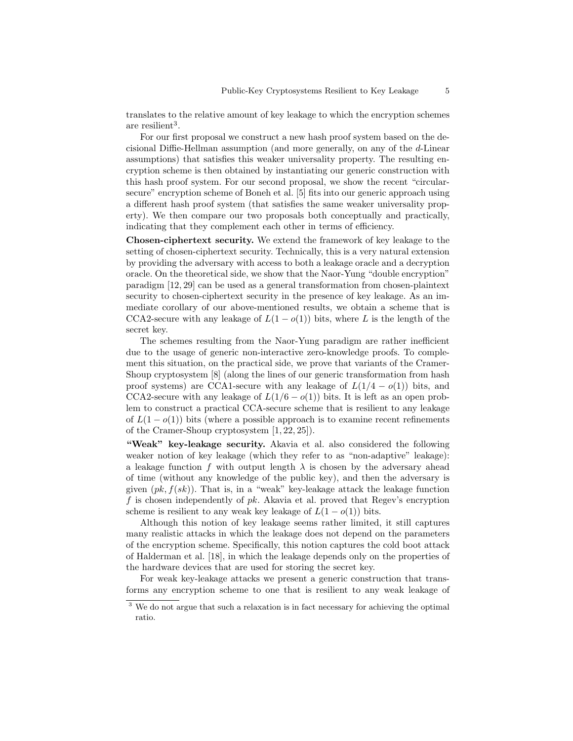translates to the relative amount of key leakage to which the encryption schemes are resilient[3].

For our first proposal we construct a new hash proof system based on the decisional Diffie-Hellman assumption (and more generally, on any of the $d$-Linear assumptions) that satisfies this weaker universality property. The resulting encryption scheme is then obtained by instantiating our generic construction with this hash proof system. For our second proposal, we show the recent "circular-secure" encryption scheme of Boneh et al. [5] fits into our generic approach using a different hash proof system (that satisfies the same weaker universality property). We then compare our two proposals both conceptually and practically, indicating that they complement each other in terms of efficiency.

**Chosen-ciphertext security.** We extend the framework of key leakage to the setting of chosen-ciphertext security. Technically, this is a very natural extension by providing the adversary with access to both a leakage oracle and a decryption oracle. On the theoretical side, we show that the Naor-Yung "double encryption" paradigm [12, 29] can be used as a general transformation from chosen-plaintext security to chosen-ciphertext security in the presence of key leakage. As an immediate corollary of our above-mentioned results, we obtain a scheme that is CCA2-secure with any leakage of $L(1 - o(1))$ bits, where $L$ is the length of the secret key.

The schemes resulting from the Naor-Yung paradigm are rather inefficient due to the usage of generic non-interactive zero-knowledge proofs. To complement this situation, on the practical side, we prove that variants of the Cramer-Shoup cryptosystem [8] (along the lines of our generic transformation from hash proof systems) are CCA1-secure with any leakage of $L(1/4 - o(1))$ bits, and CCA2-secure with any leakage of $L(1/6 - o(1))$ bits. It is left as an open problem to construct a practical CCA-secure scheme that is resilient to any leakage of $L(1 - o(1))$ bits (where a possible approach is to examine recent refinements of the Cramer-Shoup cryptosystem [1, 22, 25]).

**"Weak" key-leakage security.** Akavia et al. also considered the following weaker notion of key leakage (which they refer to as "non-adaptive" leakage): a leakage function $f$ with output length $\lambda$ is chosen by the adversary ahead of time (without any knowledge of the public key), and then the adversary is given $(pk, f(sk))$. That is, in a "weak" key-leakage attack the leakage function $f$ is chosen independently of $pk$. Akavia et al. proved that Regev's encryption scheme is resilient to any weak key leakage of $L(1 - o(1))$ bits.

Although this notion of key leakage seems rather limited, it still captures many realistic attacks in which the leakage does not depend on the parameters of the encryption scheme. Specifically, this notion captures the cold boot attack of Halderman et al. [18], in which the leakage depends only on the properties of the hardware devices that are used for storing the secret key.

For weak key-leakage attacks we present a generic construction that transforms any encryption scheme to one that is resilient to any weak leakage of

[3] We do not argue that such a relaxation is in fact necessary for achieving the optimal ratio.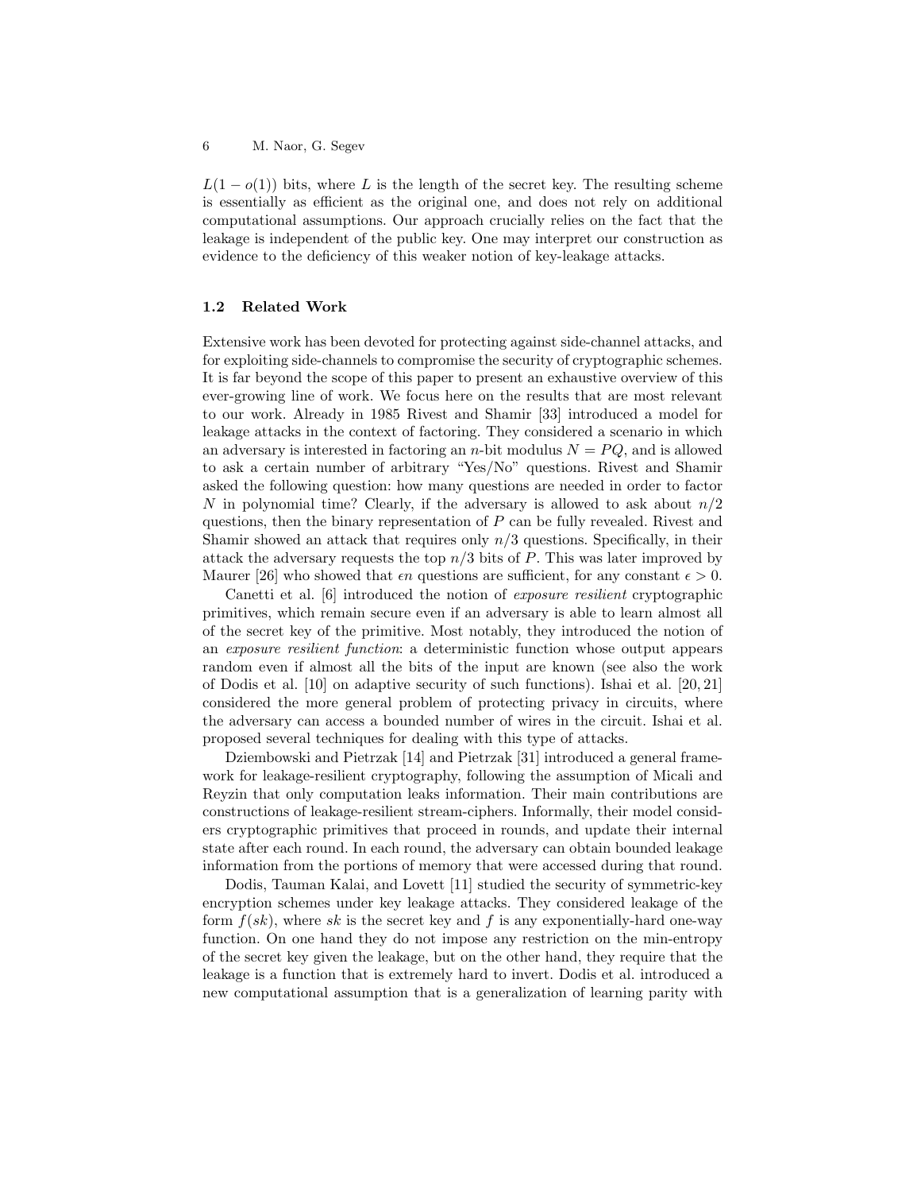$L(1 - o(1))$ bits, where $L$ is the length of the secret key. The resulting scheme is essentially as efficient as the original one, and does not rely on additional computational assumptions. Our approach crucially relies on the fact that the leakage is independent of the public key. One may interpret our construction as evidence to the deficiency of this weaker notion of key-leakage attacks.

### 1.2 Related Work

Extensive work has been devoted for protecting against side-channel attacks, and for exploiting side-channels to compromise the security of cryptographic schemes. It is far beyond the scope of this paper to present an exhaustive overview of this ever-growing line of work. We focus here on the results that are most relevant to our work. Already in 1985 Rivest and Shamir [33] introduced a model for leakage attacks in the context of factoring. They considered a scenario in which an adversary is interested in factoring an $n$-bit modulus $N = PQ$, and is allowed to ask a certain number of arbitrary "Yes/No" questions. Rivest and Shamir asked the following question: how many questions are needed in order to factor $N$ in polynomial time? Clearly, if the adversary is allowed to ask about $n/2$ questions, then the binary representation of $P$ can be fully revealed. Rivest and Shamir showed an attack that requires only $n/3$ questions. Specifically, in their attack the adversary requests the top $n/3$ bits of $P$. This was later improved by Maurer [26] who showed that $\epsilon n$ questions are sufficient, for any constant $\epsilon > 0$.

Canetti et al. [6] introduced the notion of *exposure resilient* cryptographic primitives, which remain secure even if an adversary is able to learn almost all of the secret key of the primitive. Most notably, they introduced the notion of an *exposure resilient function*: a deterministic function whose output appears random even if almost all the bits of the input are known (see also the work of Dodis et al. [10] on adaptive security of such functions). Ishai et al. [20, 21] considered the more general problem of protecting privacy in circuits, where the adversary can access a bounded number of wires in the circuit. Ishai et al. proposed several techniques for dealing with this type of attacks.

Dziembowski and Pietrzak [14] and Pietrzak [31] introduced a general framework for leakage-resilient cryptography, following the assumption of Micali and Reyzin that only computation leaks information. Their main contributions are constructions of leakage-resilient stream-ciphers. Informally, their model considers cryptographic primitives that proceed in rounds, and update their internal state after each round. In each round, the adversary can obtain bounded leakage information from the portions of memory that were accessed during that round.

Dodis, Tauman Kalai, and Lovett [11] studied the security of symmetric-key encryption schemes under key leakage attacks. They considered leakage of the form $f(sk)$, where $sk$ is the secret key and $f$ is any exponentially-hard one-way function. On one hand they do not impose any restriction on the min-entropy of the secret key given the leakage, but on the other hand, they require that the leakage is a function that is extremely hard to invert. Dodis et al. introduced a new computational assumption that is a generalization of learning parity with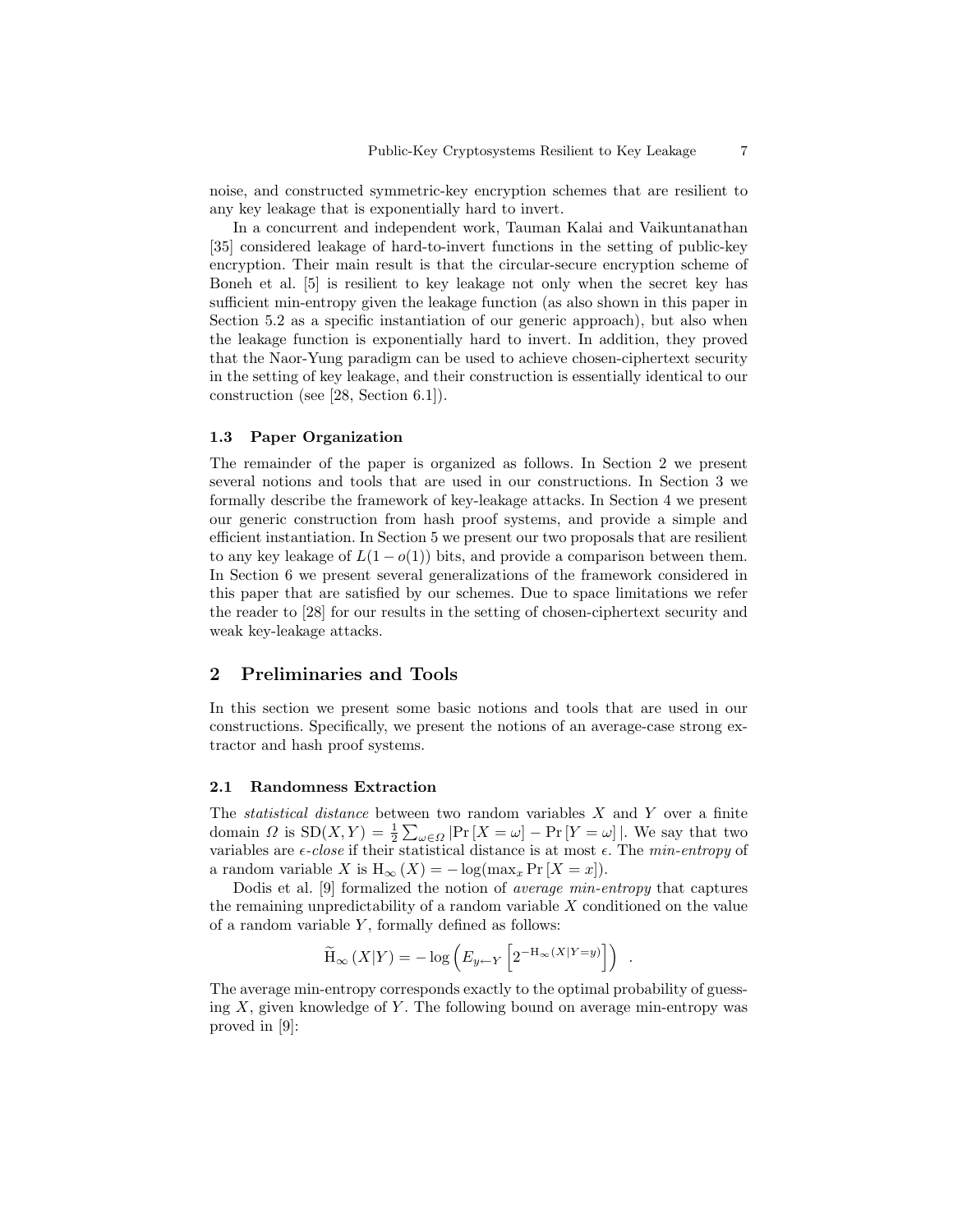noise, and constructed symmetric-key encryption schemes that are resilient to any key leakage that is exponentially hard to invert.

In a concurrent and independent work, Tauman Kalai and Vaikuntanathan [35] considered leakage of hard-to-invert functions in the setting of public-key encryption. Their main result is that the circular-secure encryption scheme of Boneh et al. [5] is resilient to key leakage not only when the secret key has sufficient min-entropy given the leakage function (as also shown in this paper in Section 5.2 as a specific instantiation of our generic approach), but also when the leakage function is exponentially hard to invert. In addition, they proved that the Naor-Yung paradigm can be used to achieve chosen-ciphertext security in the setting of key leakage, and their construction is essentially identical to our construction (see [28, Section 6.1]).

### 1.3 Paper Organization

The remainder of the paper is organized as follows. In Section 2 we present several notions and tools that are used in our constructions. In Section 3 we formally describe the framework of key-leakage attacks. In Section 4 we present our generic construction from hash proof systems, and provide a simple and efficient instantiation. In Section 5 we present our two proposals that are resilient to any key leakage of $L(1 - o(1))$ bits, and provide a comparison between them. In Section 6 we present several generalizations of the framework considered in this paper that are satisfied by our schemes. Due to space limitations we refer the reader to [28] for our results in the setting of chosen-ciphertext security and weak key-leakage attacks.

## 2 Preliminaries and Tools

In this section we present some basic notions and tools that are used in our constructions. Specifically, we present the notions of an average-case strong extractor and hash proof systems.

### 2.1 Randomness Extraction

The *statistical distance* between two random variables $X$ and $Y$ over a finite domain $\Omega$ is $\mathrm{SD}(X, Y) = \frac{1}{2}\sum_{\omega \in \Omega} |\Pr[X = \omega] - \Pr[Y = \omega]|$. We say that two variables are *$\epsilon$-close* if their statistical distance is at most $\epsilon$. The *min-entropy* of a random variable $X$ is $\mathrm{H}_\infty(X) = -\log(\max_x \Pr[X = x])$.

Dodis et al. [9] formalized the notion of *average min-entropy* that captures the remaining unpredictability of a random variable $X$ conditioned on the value of a random variable $Y$, formally defined as follows:

$$\widetilde{\mathrm{H}}_\infty(X|Y) = -\log\left(E_{y \leftarrow Y}\left[2^{-\mathrm{H}_\infty(X|Y=y)}\right]\right) \ .$$

The average min-entropy corresponds exactly to the optimal probability of guessing $X$, given knowledge of $Y$. The following bound on average min-entropy was proved in [9]: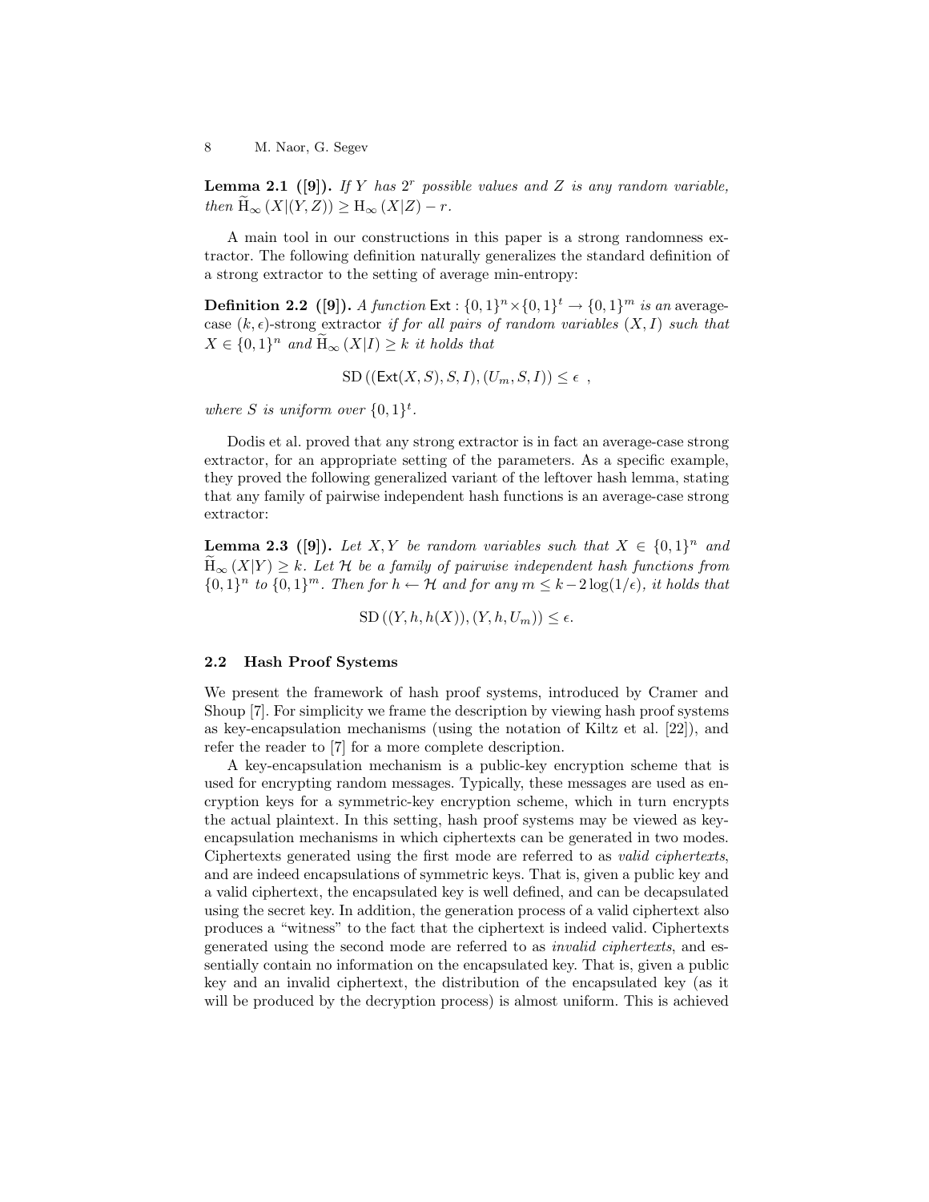**Lemma 2.1 ([9]).** *If $Y$ has $2^r$ possible values and $Z$ is any random variable, then $\widetilde{\mathrm{H}}_\infty(X|(Y,Z)) \geq \mathrm{H}_\infty(X|Z) - r$.*

A main tool in our constructions in this paper is a strong randomness extractor. The following definition naturally generalizes the standard definition of a strong extractor to the setting of average min-entropy:

**Definition 2.2 ([9]).** *A function $\mathsf{Ext} : \{0,1\}^n \times \{0,1\}^t \to \{0,1\}^m$ is an* average-case $(k, \epsilon)$-strong extractor *if for all pairs of random variables $(X, I)$ such that $X \in \{0,1\}^n$ and $\widetilde{\mathrm{H}}_\infty(X|I) \geq k$ it holds that*

$$\mathrm{SD}\left((\mathsf{Ext}(X,S), S, I), (U_m, S, I)\right) \leq \epsilon \enspace ,$$

*where $S$ is uniform over $\{0,1\}^t$.*

Dodis et al. proved that any strong extractor is in fact an average-case strong extractor, for an appropriate setting of the parameters. As a specific example, they proved the following generalized variant of the leftover hash lemma, stating that any family of pairwise independent hash functions is an average-case strong extractor:

**Lemma 2.3 ([9]).** *Let $X, Y$ be random variables such that $X \in \{0,1\}^n$ and $\widetilde{\mathrm{H}}_\infty(X|Y) \geq k$. Let $\mathcal{H}$ be a family of pairwise independent hash functions from $\{0,1\}^n$ to $\{0,1\}^m$. Then for $h \leftarrow \mathcal{H}$ and for any $m \leq k - 2\log(1/\epsilon)$, it holds that*

$$\mathrm{SD}\left((Y, h, h(X)), (Y, h, U_m)\right) \leq \epsilon.$$

### 2.2 Hash Proof Systems

We present the framework of hash proof systems, introduced by Cramer and Shoup [7]. For simplicity we frame the description by viewing hash proof systems as key-encapsulation mechanisms (using the notation of Kiltz et al. [22]), and refer the reader to [7] for a more complete description.

A key-encapsulation mechanism is a public-key encryption scheme that is used for encrypting random messages. Typically, these messages are used as encryption keys for a symmetric-key encryption scheme, which in turn encrypts the actual plaintext. In this setting, hash proof systems may be viewed as key-encapsulation mechanisms in which ciphertexts can be generated in two modes. Ciphertexts generated using the first mode are referred to as *valid ciphertexts*, and are indeed encapsulations of symmetric keys. That is, given a public key and a valid ciphertext, the encapsulated key is well defined, and can be decapsulated using the secret key. In addition, the generation process of a valid ciphertext also produces a "witness" to the fact that the ciphertext is indeed valid. Ciphertexts generated using the second mode are referred to as *invalid ciphertexts*, and essentially contain no information on the encapsulated key. That is, given a public key and an invalid ciphertext, the distribution of the encapsulated key (as it will be produced by the decryption process) is almost uniform. This is achieved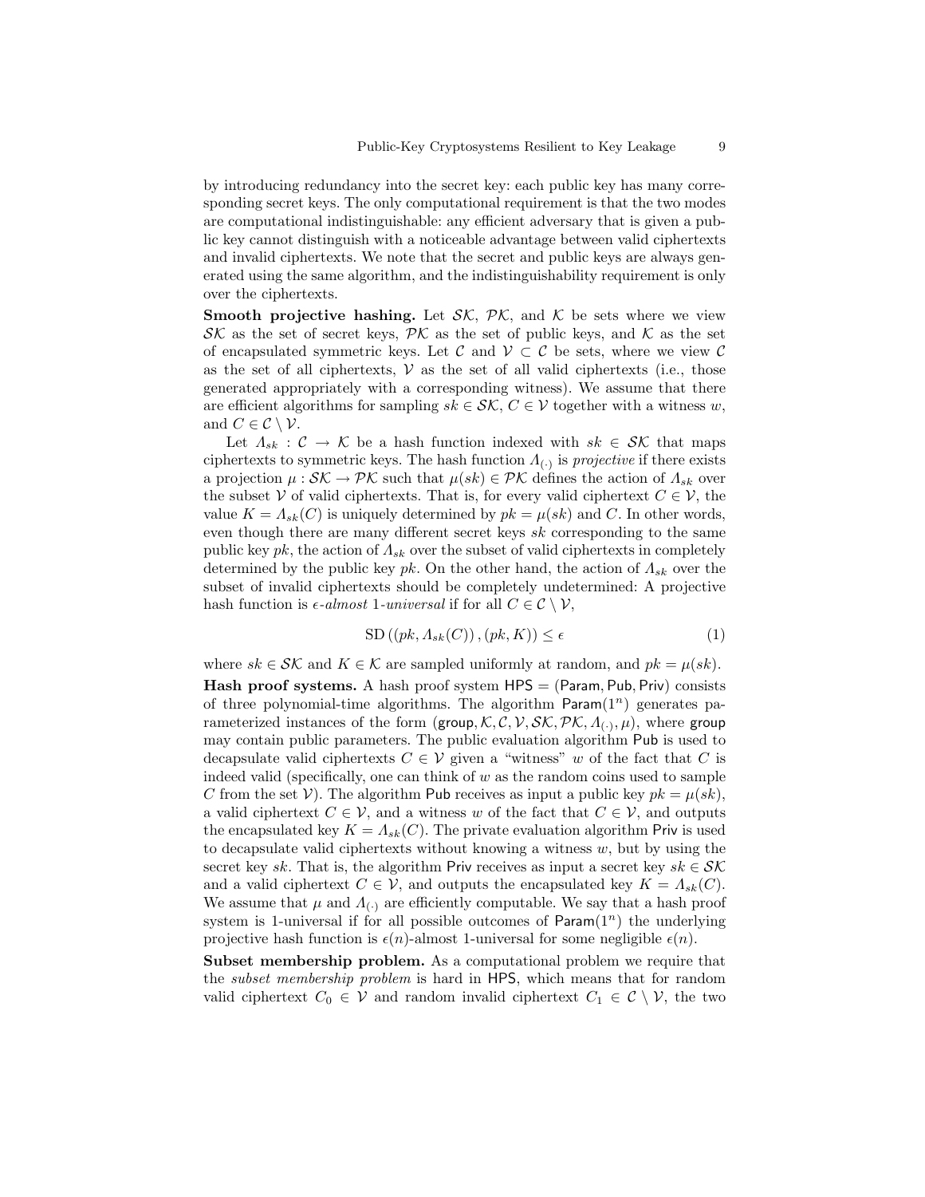by introducing redundancy into the secret key: each public key has many corresponding secret keys. The only computational requirement is that the two modes are computational indistinguishable: any efficient adversary that is given a public key cannot distinguish with a noticeable advantage between valid ciphertexts and invalid ciphertexts. We note that the secret and public keys are always generated using the same algorithm, and the indistinguishability requirement is only over the ciphertexts.

**Smooth projective hashing.** Let $\mathcal{SK}$, $\mathcal{PK}$, and $\mathcal{K}$ be sets where we view $\mathcal{SK}$ as the set of secret keys, $\mathcal{PK}$ as the set of public keys, and $\mathcal{K}$ as the set of encapsulated symmetric keys. Let $\mathcal{C}$ and $\mathcal{V} \subset \mathcal{C}$ be sets, where we view $\mathcal{C}$ as the set of all ciphertexts, $\mathcal{V}$ as the set of all valid ciphertexts (i.e., those generated appropriately with a corresponding witness). We assume that there are efficient algorithms for sampling $sk \in \mathcal{SK}$, $C \in \mathcal{V}$ together with a witness $w$, and $C \in \mathcal{C} \setminus \mathcal{V}$.

Let $\Lambda_{sk} : \mathcal{C} \to \mathcal{K}$ be a hash function indexed with $sk \in \mathcal{SK}$ that maps ciphertexts to symmetric keys. The hash function $\Lambda_{(\cdot)}$ is *projective* if there exists a projection $\mu : \mathcal{SK} \to \mathcal{PK}$ such that $\mu(sk) \in \mathcal{PK}$ defines the action of $\Lambda_{sk}$ over the subset $\mathcal{V}$ of valid ciphertexts. That is, for every valid ciphertext $C \in \mathcal{V}$, the value $K = \Lambda_{sk}(C)$ is uniquely determined by $pk = \mu(sk)$ and $C$. In other words, even though there are many different secret keys $sk$ corresponding to the same public key $pk$, the action of $\Lambda_{sk}$ over the subset of valid ciphertexts in completely determined by the public key $pk$. On the other hand, the action of $\Lambda_{sk}$ over the subset of invalid ciphertexts should be completely undetermined: A projective hash function is $\epsilon$-*almost* 1-*universal* if for all $C \in \mathcal{C} \setminus \mathcal{V}$,

$$\mathrm{SD}\left((pk, \Lambda_{sk}(C)), (pk, K)\right) \leq \epsilon \tag{1}$$

where $sk \in \mathcal{SK}$ and $K \in \mathcal{K}$ are sampled uniformly at random, and $pk = \mu(sk)$.

**Hash proof systems.** A hash proof system $\mathsf{HPS} = (\mathsf{Param}, \mathsf{Pub}, \mathsf{Priv})$ consists of three polynomial-time algorithms. The algorithm $\mathsf{Param}(1^n)$ generates parameterized instances of the form $(\mathsf{group}, \mathcal{K}, \mathcal{C}, \mathcal{V}, \mathcal{SK}, \mathcal{PK}, \Lambda_{(\cdot)}, \mu)$, where $\mathsf{group}$ may contain public parameters. The public evaluation algorithm $\mathsf{Pub}$ is used to decapsulate valid ciphertexts $C \in \mathcal{V}$ given a "witness" $w$ of the fact that $C$ is indeed valid (specifically, one can think of $w$ as the random coins used to sample $C$ from the set $\mathcal{V}$). The algorithm $\mathsf{Pub}$ receives as input a public key $pk = \mu(sk)$, a valid ciphertext $C \in \mathcal{V}$, and a witness $w$ of the fact that $C \in \mathcal{V}$, and outputs the encapsulated key $K = \Lambda_{sk}(C)$. The private evaluation algorithm $\mathsf{Priv}$ is used to decapsulate valid ciphertexts without knowing a witness $w$, but by using the secret key $sk$. That is, the algorithm $\mathsf{Priv}$ receives as input a secret key $sk \in \mathcal{SK}$ and a valid ciphertext $C \in \mathcal{V}$, and outputs the encapsulated key $K = \Lambda_{sk}(C)$. We assume that $\mu$ and $\Lambda_{(\cdot)}$ are efficiently computable. We say that a hash proof system is 1-universal if for all possible outcomes of $\mathsf{Param}(1^n)$ the underlying projective hash function is $\epsilon(n)$-almost 1-universal for some negligible $\epsilon(n)$.

**Subset membership problem.** As a computational problem we require that the *subset membership problem* is hard in $\mathsf{HPS}$, which means that for random valid ciphertext $C_0 \in \mathcal{V}$ and random invalid ciphertext $C_1 \in \mathcal{C} \setminus \mathcal{V}$, the two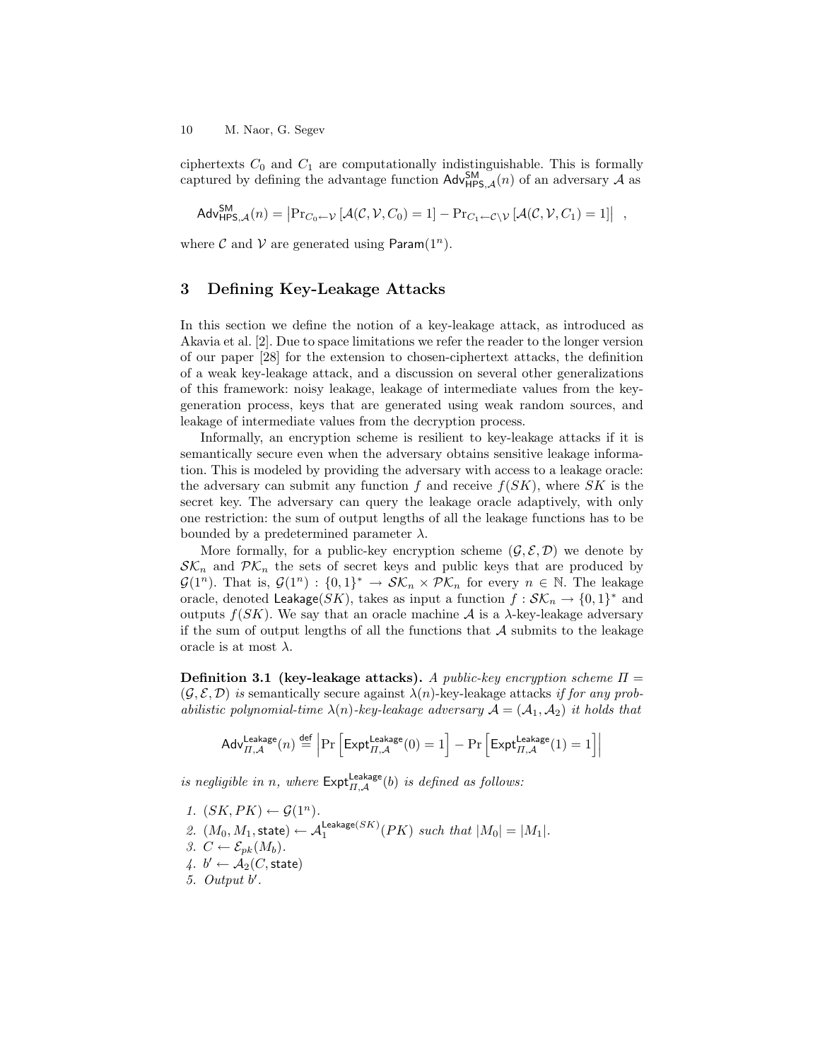ciphertexts $C_0$ and $C_1$ are computationally indistinguishable. This is formally captured by defining the advantage function $\mathsf{Adv}^{\mathsf{SM}}_{\mathsf{HPS},\mathcal{A}}(n)$ of an adversary $\mathcal{A}$ as

$$\mathsf{Adv}^{\mathsf{SM}}_{\mathsf{HPS},\mathcal{A}}(n) = \left|\Pr_{C_0 \leftarrow \mathcal{V}}\left[\mathcal{A}(\mathcal{C}, \mathcal{V}, C_0) = 1\right] - \Pr_{C_1 \leftarrow \mathcal{C} \setminus \mathcal{V}}\left[\mathcal{A}(\mathcal{C}, \mathcal{V}, C_1) = 1\right]\right| \enspace ,$$

where $\mathcal{C}$ and $\mathcal{V}$ are generated using $\mathsf{Param}(1^n)$.

## 3 Defining Key-Leakage Attacks

In this section we define the notion of a key-leakage attack, as introduced as Akavia et al. [2]. Due to space limitations we refer the reader to the longer version of our paper [28] for the extension to chosen-ciphertext attacks, the definition of a weak key-leakage attack, and a discussion on several other generalizations of this framework: noisy leakage, leakage of intermediate values from the key-generation process, keys that are generated using weak random sources, and leakage of intermediate values from the decryption process.

Informally, an encryption scheme is resilient to key-leakage attacks if it is semantically secure even when the adversary obtains sensitive leakage information. This is modeled by providing the adversary with access to a leakage oracle: the adversary can submit any function $f$ and receive $f(SK)$, where $SK$ is the secret key. The adversary can query the leakage oracle adaptively, with only one restriction: the sum of output lengths of all the leakage functions has to be bounded by a predetermined parameter $\lambda$.

More formally, for a public-key encryption scheme $(\mathcal{G}, \mathcal{E}, \mathcal{D})$ we denote by $\mathcal{SK}_n$ and $\mathcal{PK}_n$ the sets of secret keys and public keys that are produced by $\mathcal{G}(1^n)$. That is, $\mathcal{G}(1^n) : \{0,1\}^* \rightarrow \mathcal{SK}_n \times \mathcal{PK}_n$ for every $n \in \mathbb{N}$. The leakage oracle, denoted $\mathsf{Leakage}(SK)$, takes as input a function $f : \mathcal{SK}_n \rightarrow \{0,1\}^*$ and outputs $f(SK)$. We say that an oracle machine $\mathcal{A}$ is a $\lambda$-key-leakage adversary if the sum of output lengths of all the functions that $\mathcal{A}$ submits to the leakage oracle is at most $\lambda$.

**Definition 3.1 (key-leakage attacks).** *A public-key encryption scheme $\Pi = (\mathcal{G}, \mathcal{E}, \mathcal{D})$ is* semantically secure against $\lambda(n)$-key-leakage attacks *if for any probabilistic polynomial-time $\lambda(n)$-key-leakage adversary $\mathcal{A} = (\mathcal{A}_1, \mathcal{A}_2)$ it holds that*

$$\mathsf{Adv}^{\mathsf{Leakage}}_{\Pi,\mathcal{A}}(n) \stackrel{\mathsf{def}}{=} \left|\Pr\left[\mathsf{Expt}^{\mathsf{Leakage}}_{\Pi,\mathcal{A}}(0) = 1\right] - \Pr\left[\mathsf{Expt}^{\mathsf{Leakage}}_{\Pi,\mathcal{A}}(1) = 1\right]\right|$$

*is negligible in $n$, where $\mathsf{Expt}^{\mathsf{Leakage}}_{\Pi,\mathcal{A}}(b)$ is defined as follows:*

1. $(SK, PK) \leftarrow \mathcal{G}(1^n)$.
2. $(M_0, M_1, \mathsf{state}) \leftarrow \mathcal{A}_1^{\mathsf{Leakage}(SK)}(PK)$ *such that* $|M_0| = |M_1|$.
3. $C \leftarrow \mathcal{E}_{pk}(M_b)$.
4. $b' \leftarrow \mathcal{A}_2(C, \mathsf{state})$
5. *Output* $b'$.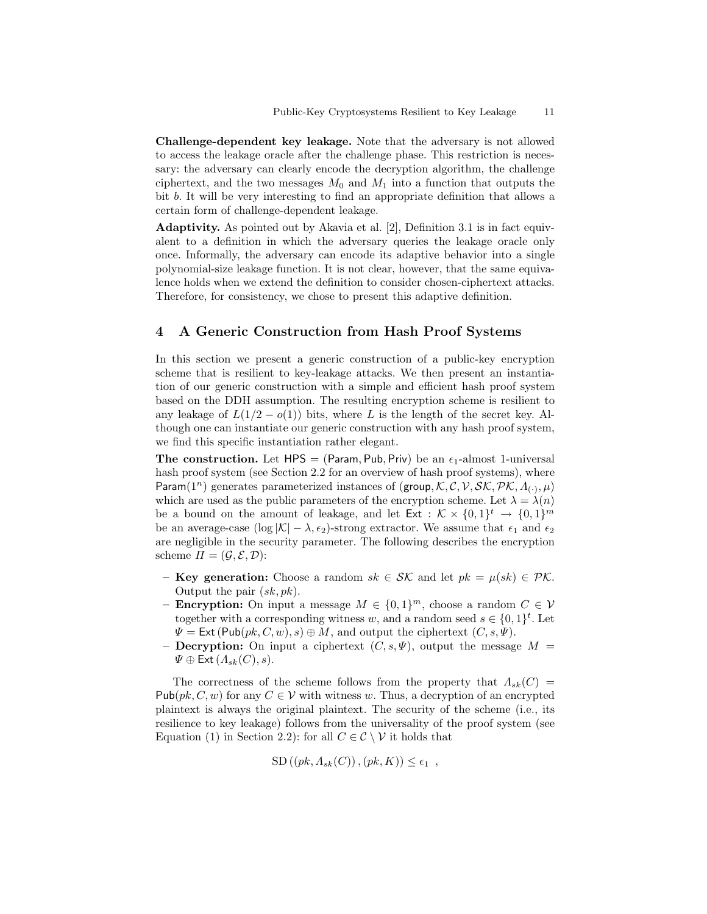**Challenge-dependent key leakage.** Note that the adversary is not allowed to access the leakage oracle after the challenge phase. This restriction is necessary: the adversary can clearly encode the decryption algorithm, the challenge ciphertext, and the two messages $M_0$ and $M_1$ into a function that outputs the bit $b$. It will be very interesting to find an appropriate definition that allows a certain form of challenge-dependent leakage.

**Adaptivity.** As pointed out by Akavia et al. [2], Definition 3.1 is in fact equivalent to a definition in which the adversary queries the leakage oracle only once. Informally, the adversary can encode its adaptive behavior into a single polynomial-size leakage function. It is not clear, however, that the same equivalence holds when we extend the definition to consider chosen-ciphertext attacks. Therefore, for consistency, we chose to present this adaptive definition.

## 4 A Generic Construction from Hash Proof Systems

In this section we present a generic construction of a public-key encryption scheme that is resilient to key-leakage attacks. We then present an instantiation of our generic construction with a simple and efficient hash proof system based on the DDH assumption. The resulting encryption scheme is resilient to any leakage of $L(1/2 - o(1))$ bits, where $L$ is the length of the secret key. Although one can instantiate our generic construction with any hash proof system, we find this specific instantiation rather elegant.

**The construction.** Let $\mathsf{HPS} = (\mathsf{Param}, \mathsf{Pub}, \mathsf{Priv})$ be an $\epsilon_1$-almost 1-universal hash proof system (see Section 2.2 for an overview of hash proof systems), where $\mathsf{Param}(1^n)$ generates parameterized instances of $(\mathsf{group}, \mathcal{K}, \mathcal{C}, \mathcal{V}, \mathcal{SK}, \mathcal{PK}, \Lambda_{(\cdot)}, \mu)$ which are used as the public parameters of the encryption scheme. Let $\lambda = \lambda(n)$ be a bound on the amount of leakage, and let $\mathsf{Ext} : \mathcal{K} \times \{0,1\}^t \to \{0,1\}^m$ be an average-case $(\log |\mathcal{K}| - \lambda, \epsilon_2)$-strong extractor. We assume that $\epsilon_1$ and $\epsilon_2$ are negligible in the security parameter. The following describes the encryption scheme $\Pi = (\mathcal{G}, \mathcal{E}, \mathcal{D})$:

- **Key generation:** Choose a random $sk \in \mathcal{SK}$ and let $pk = \mu(sk) \in \mathcal{PK}$. Output the pair $(sk, pk)$.
- **Encryption:** On input a message $M \in \{0,1\}^m$, choose a random $C \in \mathcal{V}$ together with a corresponding witness $w$, and a random seed $s \in \{0,1\}^t$. Let $\Psi = \mathsf{Ext}\left(\mathsf{Pub}(pk, C, w), s\right) \oplus M$, and output the ciphertext $(C, s, \Psi)$.
- **Decryption:** On input a ciphertext $(C, s, \Psi)$, output the message $M = \Psi \oplus \mathsf{Ext}\left(\Lambda_{sk}(C), s\right)$.

The correctness of the scheme follows from the property that $\Lambda_{sk}(C) = \mathsf{Pub}(pk, C, w)$ for any $C \in \mathcal{V}$ with witness $w$. Thus, a decryption of an encrypted plaintext is always the original plaintext. The security of the scheme (i.e., its resilience to key leakage) follows from the universality of the proof system (see Equation (1) in Section 2.2): for all $C \in \mathcal{C} \setminus \mathcal{V}$ it holds that

$$\mathrm{SD}\left((pk, \Lambda_{sk}(C)), (pk, K)\right) \leq \epsilon_1 \ ,$$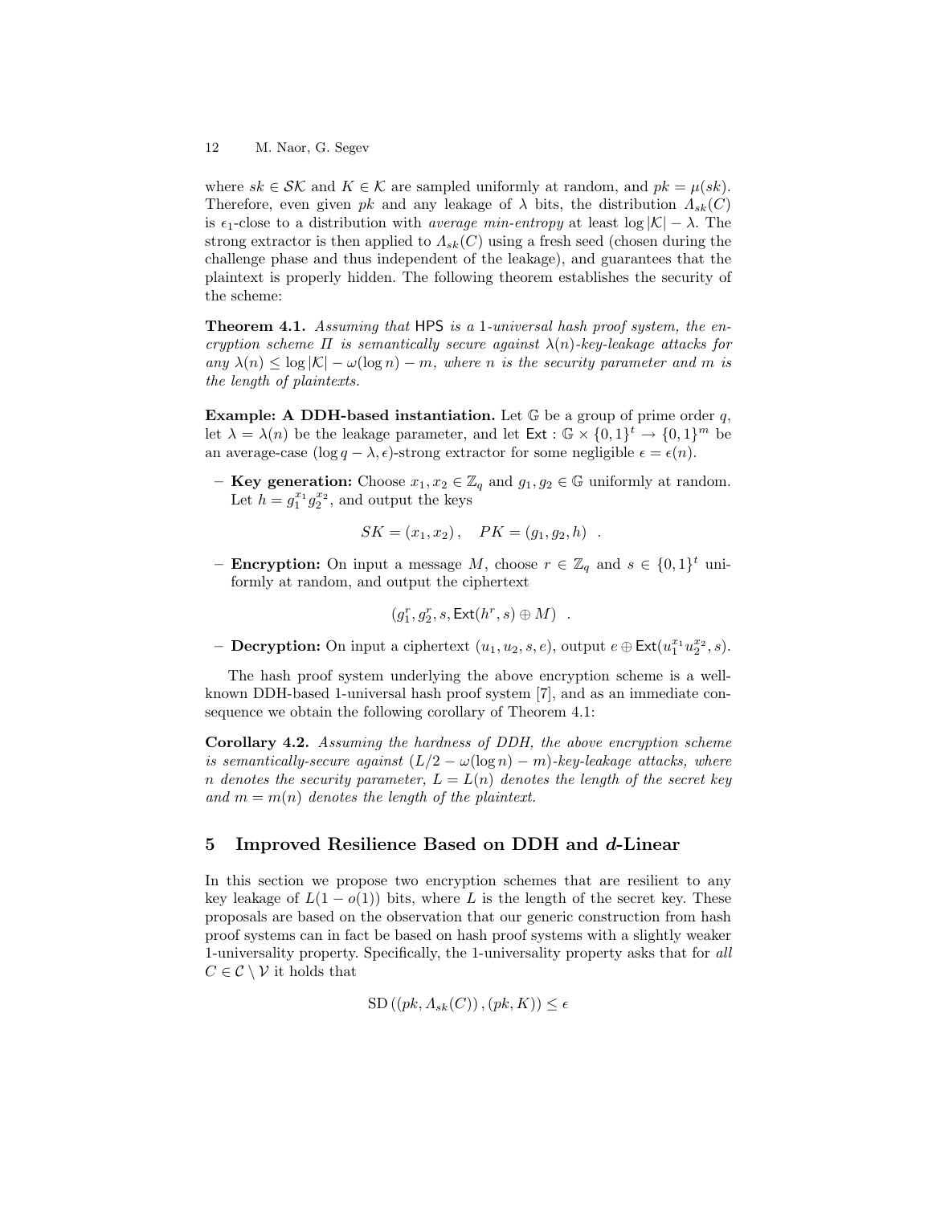where $sk \in \mathcal{SK}$ and $K \in \mathcal{K}$ are sampled uniformly at random, and $pk = \mu(sk)$. Therefore, even given $pk$ and any leakage of $\lambda$ bits, the distribution $\Lambda_{sk}(C)$ is $\epsilon_1$-close to a distribution with *average min-entropy* at least $\log |\mathcal{K}| - \lambda$. The strong extractor is then applied to $\Lambda_{sk}(C)$ using a fresh seed (chosen during the challenge phase and thus independent of the leakage), and guarantees that the plaintext is properly hidden. The following theorem establishes the security of the scheme:

**Theorem 4.1.** *Assuming that* HPS *is a* 1*-universal hash proof system, the encryption scheme* $\Pi$ *is semantically secure against* $\lambda(n)$*-key-leakage attacks for any* $\lambda(n) \leq \log |\mathcal{K}| - \omega(\log n) - m$*, where* $n$ *is the security parameter and* $m$ *is the length of plaintexts.*

**Example: A DDH-based instantiation.** Let $\mathbb{G}$ be a group of prime order $q$, let $\lambda = \lambda(n)$ be the leakage parameter, and let $\mathsf{Ext} : \mathbb{G} \times \{0,1\}^t \to \{0,1\}^m$ be an average-case $(\log q - \lambda, \epsilon)$-strong extractor for some negligible $\epsilon = \epsilon(n)$.

- **Key generation:** Choose $x_1, x_2 \in \mathbb{Z}_q$ and $g_1, g_2 \in \mathbb{G}$ uniformly at random. Let $h = g_1^{x_1} g_2^{x_2}$, and output the keys

$$SK = (x_1, x_2) \,, \quad PK = (g_1, g_2, h) \enspace .$$

- **Encryption:** On input a message $M$, choose $r \in \mathbb{Z}_q$ and $s \in \{0,1\}^t$ uniformly at random, and output the ciphertext

$$(g_1^r, g_2^r, s, \mathsf{Ext}(h^r, s) \oplus M) \enspace .$$

- **Decryption:** On input a ciphertext $(u_1, u_2, s, e)$, output $e \oplus \mathsf{Ext}(u_1^{x_1} u_2^{x_2}, s)$.

The hash proof system underlying the above encryption scheme is a well-known DDH-based 1-universal hash proof system [7], and as an immediate consequence we obtain the following corollary of Theorem 4.1:

**Corollary 4.2.** *Assuming the hardness of DDH, the above encryption scheme is semantically-secure against* $(L/2 - \omega(\log n) - m)$*-key-leakage attacks, where* $n$ *denotes the security parameter,* $L = L(n)$ *denotes the length of the secret key and* $m = m(n)$ *denotes the length of the plaintext.*

## 5 Improved Resilience Based on DDH and *d*-Linear

In this section we propose two encryption schemes that are resilient to any key leakage of $L(1 - o(1))$ bits, where $L$ is the length of the secret key. These proposals are based on the observation that our generic construction from hash proof systems can in fact be based on hash proof systems with a slightly weaker 1-universality property. Specifically, the 1-universality property asks that for *all* $C \in \mathcal{C} \setminus \mathcal{V}$ it holds that

$$\mathrm{SD}\left( (pk, \Lambda_{sk}(C)) , (pk, K) \right) \leq \epsilon$$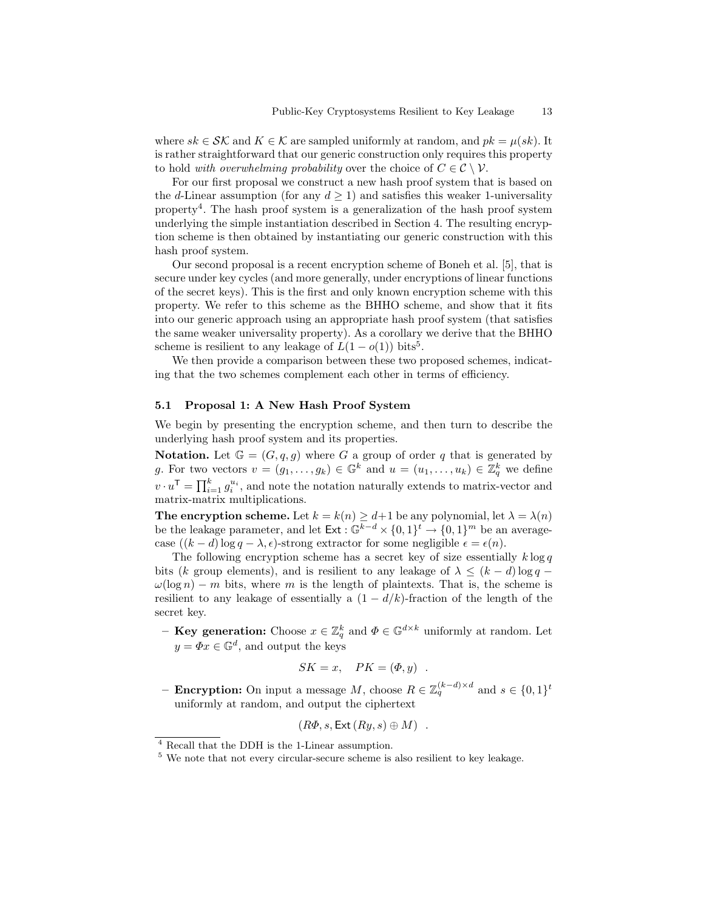where $sk \in \mathcal{SK}$ and $K \in \mathcal{K}$ are sampled uniformly at random, and $pk = \mu(sk)$. It is rather straightforward that our generic construction only requires this property to hold *with overwhelming probability* over the choice of $C \in \mathcal{C} \setminus \mathcal{V}$.

For our first proposal we construct a new hash proof system that is based on the $d$-Linear assumption (for any $d \geq 1$) and satisfies this weaker 1-universality property[4]. The hash proof system is a generalization of the hash proof system underlying the simple instantiation described in Section 4. The resulting encryption scheme is then obtained by instantiating our generic construction with this hash proof system.

Our second proposal is a recent encryption scheme of Boneh et al. [5], that is secure under key cycles (and more generally, under encryptions of linear functions of the secret keys). This is the first and only known encryption scheme with this property. We refer to this scheme as the BHHO scheme, and show that it fits into our generic approach using an appropriate hash proof system (that satisfies the same weaker universality property). As a corollary we derive that the BHHO scheme is resilient to any leakage of $L(1 - o(1))$ bits[5].

We then provide a comparison between these two proposed schemes, indicating that the two schemes complement each other in terms of efficiency.

### 5.1 Proposal 1: A New Hash Proof System

We begin by presenting the encryption scheme, and then turn to describe the underlying hash proof system and its properties.

**Notation.** Let $\mathbb{G} = (G, q, g)$ where $G$ a group of order $q$ that is generated by $g$. For two vectors $v = (g_1, \ldots, g_k) \in \mathbb{G}^k$ and $u = (u_1, \ldots, u_k) \in \mathbb{Z}_q^k$ we define $v \cdot u^{\mathsf{T}} = \prod_{i=1}^{k} g_i^{u_i}$, and note the notation naturally extends to matrix-vector and matrix-matrix multiplications.

**The encryption scheme.** Let $k = k(n) \geq d+1$ be any polynomial, let $\lambda = \lambda(n)$ be the leakage parameter, and let $\mathsf{Ext} : \mathbb{G}^{k-d} \times \{0,1\}^t \to \{0,1\}^m$ be an average-case $((k-d)\log q - \lambda, \epsilon)$-strong extractor for some negligible $\epsilon = \epsilon(n)$.

The following encryption scheme has a secret key of size essentially $k \log q$ bits ($k$ group elements), and is resilient to any leakage of $\lambda \leq (k-d)\log q - \omega(\log n) - m$ bits, where $m$ is the length of plaintexts. That is, the scheme is resilient to any leakage of essentially a $(1 - d/k)$-fraction of the length of the secret key.

- **Key generation:** Choose $x \in \mathbb{Z}_q^k$ and $\Phi \in \mathbb{G}^{d \times k}$ uniformly at random. Let $y = \Phi x \in \mathbb{G}^d$, and output the keys

$$SK = x, \quad PK = (\Phi, y) \ .$$

- **Encryption:** On input a message $M$, choose $R \in \mathbb{Z}_q^{(k-d)\times d}$ and $s \in \{0,1\}^t$ uniformly at random, and output the ciphertext

$$(R\Phi, s, \mathsf{Ext}(Ry, s) \oplus M) \ .$$

---

[4] Recall that the DDH is the 1-Linear assumption.

[5] We note that not every circular-secure scheme is also resilient to key leakage.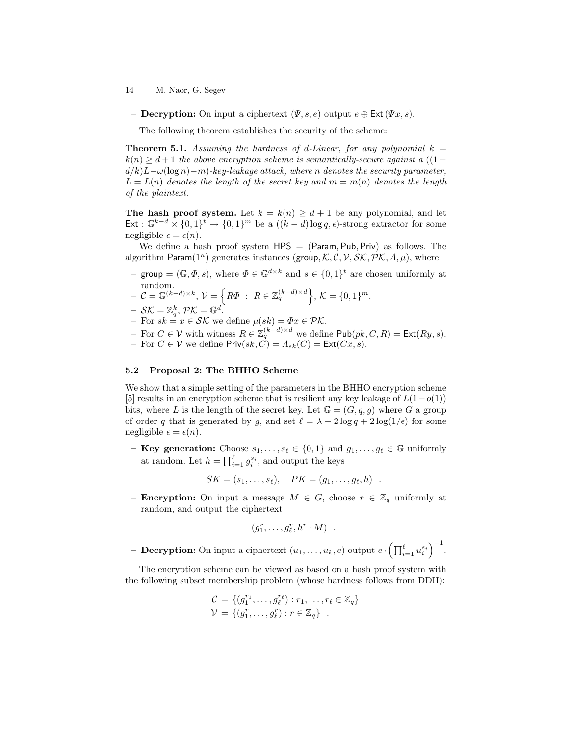– **Decryption:** On input a ciphertext $(\Psi, s, e)$ output $e \oplus \mathsf{Ext}(\Psi x, s)$.

The following theorem establishes the security of the scheme:

**Theorem 5.1.** *Assuming the hardness of d-Linear, for any polynomial $k = k(n) \geq d+1$ the above encryption scheme is semantically-secure against a $((1 - d/k)L - \omega(\log n) - m)$-key-leakage attack, where $n$ denotes the security parameter, $L = L(n)$ denotes the length of the secret key and $m = m(n)$ denotes the length of the plaintext.*

**The hash proof system.** Let $k = k(n) \geq d+1$ be any polynomial, and let $\mathsf{Ext} : \mathbb{G}^{k-d} \times \{0,1\}^t \rightarrow \{0,1\}^m$ be a $((k-d)\log q, \epsilon)$-strong extractor for some negligible $\epsilon = \epsilon(n)$.

We define a hash proof system $\mathsf{HPS} = (\mathsf{Param}, \mathsf{Pub}, \mathsf{Priv})$ as follows. The algorithm $\mathsf{Param}(1^n)$ generates instances $(\mathsf{group}, \mathcal{K}, \mathcal{C}, \mathcal{V}, \mathcal{SK}, \mathcal{PK}, \Lambda, \mu)$, where:

- $\mathsf{group} = (\mathbb{G}, \Phi, s)$, where $\Phi \in \mathbb{G}^{d \times k}$ and $s \in \{0,1\}^t$ are chosen uniformly at random.
- $\mathcal{C} = \mathbb{G}^{(k-d)\times k}$, $\mathcal{V} = \left\{ R\Phi \ : \ R \in \mathbb{Z}_q^{(k-d)\times d} \right\}$, $\mathcal{K} = \{0,1\}^m$.
- $\mathcal{SK} = \mathbb{Z}_q^k$, $\mathcal{PK} = \mathbb{G}^d$.
- For $sk = x \in \mathcal{SK}$ we define $\mu(sk) = \Phi x \in \mathcal{PK}$.
- For $C \in \mathcal{V}$ with witness $R \in \mathbb{Z}_q^{(k-d)\times d}$ we define $\mathsf{Pub}(pk, C, R) = \mathsf{Ext}(Ry, s)$.
- For $C \in \mathcal{V}$ we define $\mathsf{Priv}(sk, C) = \Lambda_{sk}(C) = \mathsf{Ext}(Cx, s)$.

### 5.2 Proposal 2: The BHHO Scheme

We show that a simple setting of the parameters in the BHHO encryption scheme [5] results in an encryption scheme that is resilient any key leakage of $L(1 - o(1))$ bits, where $L$ is the length of the secret key. Let $\mathbb{G} = (G, q, g)$ where $G$ a group of order $q$ that is generated by $g$, and set $\ell = \lambda + 2\log q + 2\log(1/\epsilon)$ for some negligible $\epsilon = \epsilon(n)$.

- **Key generation:** Choose $s_1, \ldots, s_\ell \in \{0,1\}$ and $g_1, \ldots, g_\ell \in \mathbb{G}$ uniformly at random. Let $h = \prod_{i=1}^{\ell} g_i^{s_i}$, and output the keys
$$SK = (s_1, \ldots, s_\ell), \quad PK = (g_1, \ldots, g_\ell, h) \ .$$
- **Encryption:** On input a message $M \in G$, choose $r \in \mathbb{Z}_q$ uniformly at random, and output the ciphertext
$$(g_1^r, \ldots, g_\ell^r, h^r \cdot M) \ .$$
- **Decryption:** On input a ciphertext $(u_1, \ldots, u_k, e)$ output $e \cdot \left( \prod_{i=1}^{\ell} u_i^{s_i} \right)^{-1}$.

The encryption scheme can be viewed as based on a hash proof system with the following subset membership problem (whose hardness follows from DDH):

$$\mathcal{C} = \{(g_1^{r_1}, \ldots, g_\ell^{r_\ell}) : r_1, \ldots, r_\ell \in \mathbb{Z}_q\}$$
$$\mathcal{V} = \{(g_1^{r}, \ldots, g_\ell^{r}) : r \in \mathbb{Z}_q\} \ .$$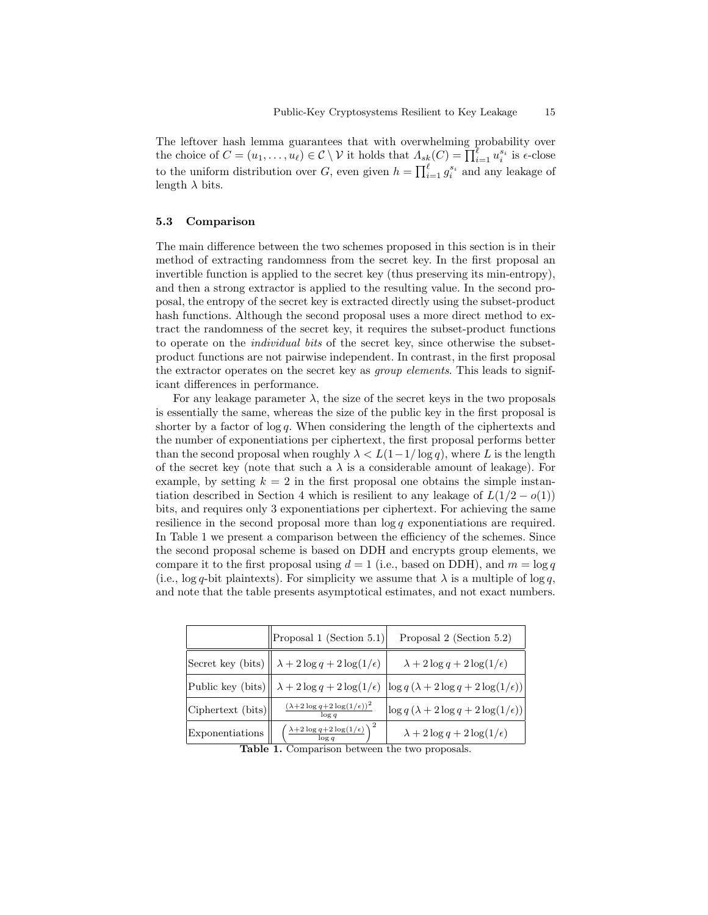The leftover hash lemma guarantees that with overwhelming probability over the choice of $C = (u_1, \ldots, u_\ell) \in \mathcal{C} \setminus \mathcal{V}$ it holds that $\Lambda_{sk}(C) = \prod_{i=1}^{\ell} u_i^{s_i}$ is $\epsilon$-close to the uniform distribution over $G$, even given $h = \prod_{i=1}^{\ell} g_i^{s_i}$ and any leakage of length $\lambda$ bits.

### 5.3 Comparison

The main difference between the two schemes proposed in this section is in their method of extracting randomness from the secret key. In the first proposal an invertible function is applied to the secret key (thus preserving its min-entropy), and then a strong extractor is applied to the resulting value. In the second proposal, the entropy of the secret key is extracted directly using the subset-product hash functions. Although the second proposal uses a more direct method to extract the randomness of the secret key, it requires the subset-product functions to operate on the *individual bits* of the secret key, since otherwise the subset-product functions are not pairwise independent. In contrast, in the first proposal the extractor operates on the secret key as *group elements*. This leads to significant differences in performance.

For any leakage parameter $\lambda$, the size of the secret keys in the two proposals is essentially the same, whereas the size of the public key in the first proposal is shorter by a factor of $\log q$. When considering the length of the ciphertexts and the number of exponentiations per ciphertext, the first proposal performs better than the second proposal when roughly $\lambda < L(1 - 1/\log q)$, where $L$ is the length of the secret key (note that such a $\lambda$ is a considerable amount of leakage). For example, by setting $k = 2$ in the first proposal one obtains the simple instantiation described in Section 4 which is resilient to any leakage of $L(1/2 - o(1))$ bits, and requires only 3 exponentiations per ciphertext. For achieving the same resilience in the second proposal more than $\log q$ exponentiations are required. In Table 1 we present a comparison between the efficiency of the schemes. Since the second proposal scheme is based on DDH and encrypts group elements, we compare it to the first proposal using $d = 1$ (i.e., based on DDH), and $m = \log q$ (i.e., $\log q$-bit plaintexts). For simplicity we assume that $\lambda$ is a multiple of $\log q$, and note that the table presents asymptotical estimates, and not exact numbers.

| | Proposal 1 (Section 5.1) | Proposal 2 (Section 5.2) |
|---|---|---|
| Secret key (bits) | $\lambda + 2\log q + 2\log(1/\epsilon)$ | $\lambda + 2\log q + 2\log(1/\epsilon)$ |
| Public key (bits) | $\lambda + 2\log q + 2\log(1/\epsilon)$ | $\log q\,(\lambda + 2\log q + 2\log(1/\epsilon))$ |
| Ciphertext (bits) | $\frac{(\lambda + 2\log q + 2\log(1/\epsilon))^2}{\log q}$ | $\log q\,(\lambda + 2\log q + 2\log(1/\epsilon))$ |
| Exponentiations | $\left(\frac{\lambda + 2\log q + 2\log(1/\epsilon)}{\log q}\right)^2$ | $\lambda + 2\log q + 2\log(1/\epsilon)$ |

**Table 1.** Comparison between the two proposals.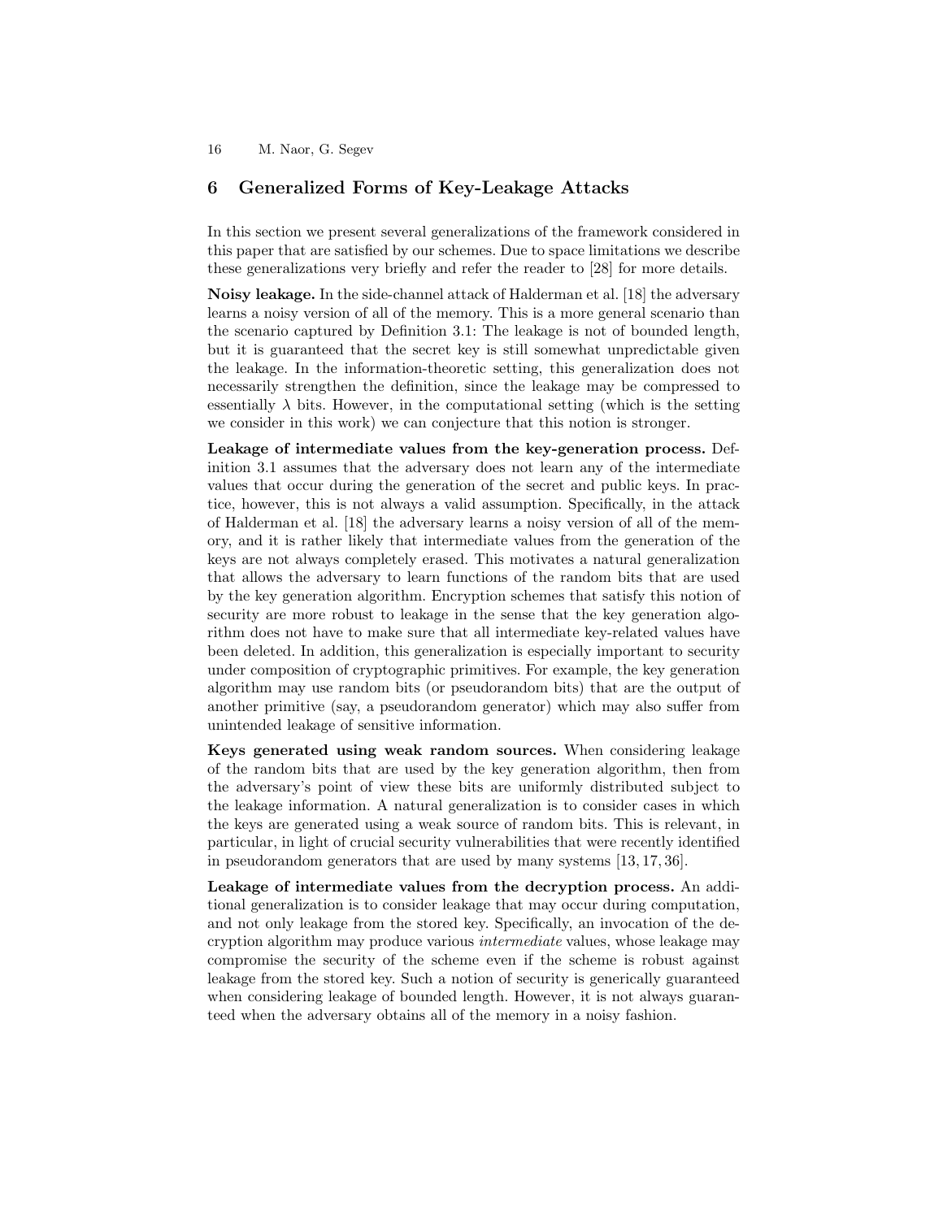## 6 Generalized Forms of Key-Leakage Attacks

In this section we present several generalizations of the framework considered in this paper that are satisfied by our schemes. Due to space limitations we describe these generalizations very briefly and refer the reader to [28] for more details.

**Noisy leakage.** In the side-channel attack of Halderman et al. [18] the adversary learns a noisy version of all of the memory. This is a more general scenario than the scenario captured by Definition 3.1: The leakage is not of bounded length, but it is guaranteed that the secret key is still somewhat unpredictable given the leakage. In the information-theoretic setting, this generalization does not necessarily strengthen the definition, since the leakage may be compressed to essentially $\lambda$ bits. However, in the computational setting (which is the setting we consider in this work) we can conjecture that this notion is stronger.

**Leakage of intermediate values from the key-generation process.** Definition 3.1 assumes that the adversary does not learn any of the intermediate values that occur during the generation of the secret and public keys. In practice, however, this is not always a valid assumption. Specifically, in the attack of Halderman et al. [18] the adversary learns a noisy version of all of the memory, and it is rather likely that intermediate values from the generation of the keys are not always completely erased. This motivates a natural generalization that allows the adversary to learn functions of the random bits that are used by the key generation algorithm. Encryption schemes that satisfy this notion of security are more robust to leakage in the sense that the key generation algorithm does not have to make sure that all intermediate key-related values have been deleted. In addition, this generalization is especially important to security under composition of cryptographic primitives. For example, the key generation algorithm may use random bits (or pseudorandom bits) that are the output of another primitive (say, a pseudorandom generator) which may also suffer from unintended leakage of sensitive information.

**Keys generated using weak random sources.** When considering leakage of the random bits that are used by the key generation algorithm, then from the adversary's point of view these bits are uniformly distributed subject to the leakage information. A natural generalization is to consider cases in which the keys are generated using a weak source of random bits. This is relevant, in particular, in light of crucial security vulnerabilities that were recently identified in pseudorandom generators that are used by many systems [13, 17, 36].

**Leakage of intermediate values from the decryption process.** An additional generalization is to consider leakage that may occur during computation, and not only leakage from the stored key. Specifically, an invocation of the decryption algorithm may produce various *intermediate* values, whose leakage may compromise the security of the scheme even if the scheme is robust against leakage from the stored key. Such a notion of security is generically guaranteed when considering leakage of bounded length. However, it is not always guaranteed when the adversary obtains all of the memory in a noisy fashion.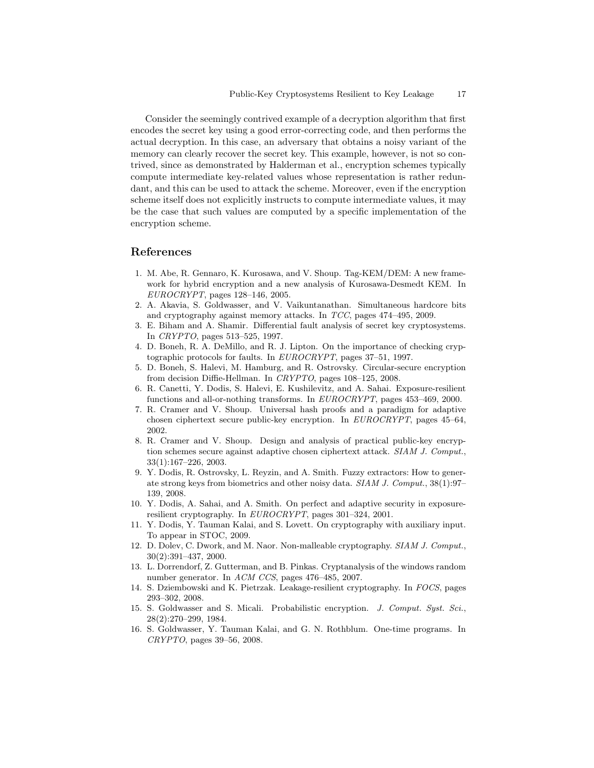Consider the seemingly contrived example of a decryption algorithm that first encodes the secret key using a good error-correcting code, and then performs the actual decryption. In this case, an adversary that obtains a noisy variant of the memory can clearly recover the secret key. This example, however, is not so contrived, since as demonstrated by Halderman et al., encryption schemes typically compute intermediate key-related values whose representation is rather redundant, and this can be used to attack the scheme. Moreover, even if the encryption scheme itself does not explicitly instructs to compute intermediate values, it may be the case that such values are computed by a specific implementation of the encryption scheme.

## References

1. M. Abe, R. Gennaro, K. Kurosawa, and V. Shoup. Tag-KEM/DEM: A new framework for hybrid encryption and a new analysis of Kurosawa-Desmedt KEM. In *EUROCRYPT*, pages 128–146, 2005.
2. A. Akavia, S. Goldwasser, and V. Vaikuntanathan. Simultaneous hardcore bits and cryptography against memory attacks. In *TCC*, pages 474–495, 2009.
3. E. Biham and A. Shamir. Differential fault analysis of secret key cryptosystems. In *CRYPTO*, pages 513–525, 1997.
4. D. Boneh, R. A. DeMillo, and R. J. Lipton. On the importance of checking cryptographic protocols for faults. In *EUROCRYPT*, pages 37–51, 1997.
5. D. Boneh, S. Halevi, M. Hamburg, and R. Ostrovsky. Circular-secure encryption from decision Diffie-Hellman. In *CRYPTO*, pages 108–125, 2008.
6. R. Canetti, Y. Dodis, S. Halevi, E. Kushilevitz, and A. Sahai. Exposure-resilient functions and all-or-nothing transforms. In *EUROCRYPT*, pages 453–469, 2000.
7. R. Cramer and V. Shoup. Universal hash proofs and a paradigm for adaptive chosen ciphertext secure public-key encryption. In *EUROCRYPT*, pages 45–64, 2002.
8. R. Cramer and V. Shoup. Design and analysis of practical public-key encryption schemes secure against adaptive chosen ciphertext attack. *SIAM J. Comput.*, 33(1):167–226, 2003.
9. Y. Dodis, R. Ostrovsky, L. Reyzin, and A. Smith. Fuzzy extractors: How to generate strong keys from biometrics and other noisy data. *SIAM J. Comput.*, 38(1):97–139, 2008.
10. Y. Dodis, A. Sahai, and A. Smith. On perfect and adaptive security in exposure-resilient cryptography. In *EUROCRYPT*, pages 301–324, 2001.
11. Y. Dodis, Y. Tauman Kalai, and S. Lovett. On cryptography with auxiliary input. To appear in STOC, 2009.
12. D. Dolev, C. Dwork, and M. Naor. Non-malleable cryptography. *SIAM J. Comput.*, 30(2):391–437, 2000.
13. L. Dorrendorf, Z. Gutterman, and B. Pinkas. Cryptanalysis of the windows random number generator. In *ACM CCS*, pages 476–485, 2007.
14. S. Dziembowski and K. Pietrzak. Leakage-resilient cryptography. In *FOCS*, pages 293–302, 2008.
15. S. Goldwasser and S. Micali. Probabilistic encryption. *J. Comput. Syst. Sci.*, 28(2):270–299, 1984.
16. S. Goldwasser, Y. Tauman Kalai, and G. N. Rothblum. One-time programs. In *CRYPTO*, pages 39–56, 2008.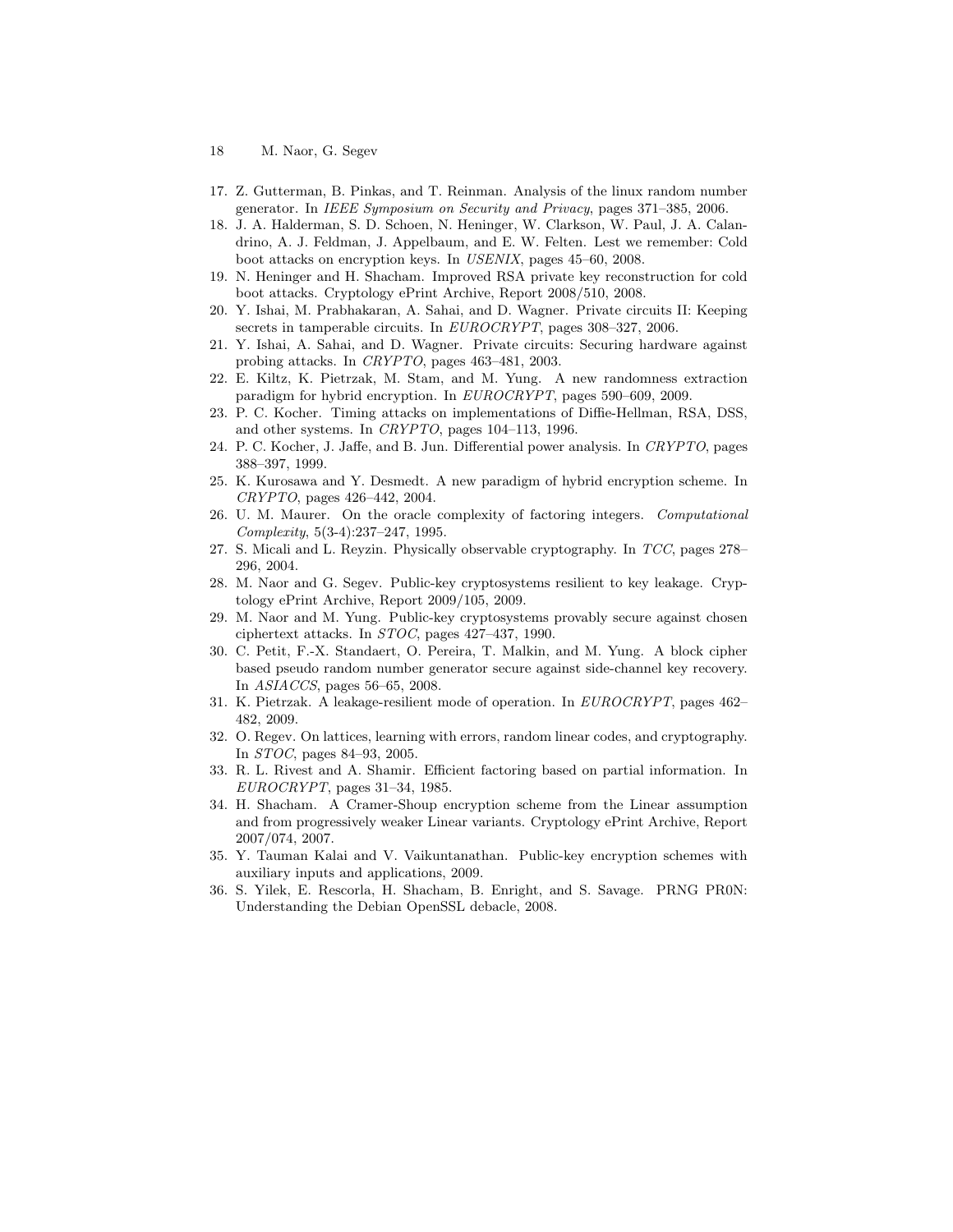17. Z. Gutterman, B. Pinkas, and T. Reinman. Analysis of the linux random number generator. In *IEEE Symposium on Security and Privacy*, pages 371–385, 2006.
18. J. A. Halderman, S. D. Schoen, N. Heninger, W. Clarkson, W. Paul, J. A. Calandrino, A. J. Feldman, J. Appelbaum, and E. W. Felten. Lest we remember: Cold boot attacks on encryption keys. In *USENIX*, pages 45–60, 2008.
19. N. Heninger and H. Shacham. Improved RSA private key reconstruction for cold boot attacks. Cryptology ePrint Archive, Report 2008/510, 2008.
20. Y. Ishai, M. Prabhakaran, A. Sahai, and D. Wagner. Private circuits II: Keeping secrets in tamperable circuits. In *EUROCRYPT*, pages 308–327, 2006.
21. Y. Ishai, A. Sahai, and D. Wagner. Private circuits: Securing hardware against probing attacks. In *CRYPTO*, pages 463–481, 2003.
22. E. Kiltz, K. Pietrzak, M. Stam, and M. Yung. A new randomness extraction paradigm for hybrid encryption. In *EUROCRYPT*, pages 590–609, 2009.
23. P. C. Kocher. Timing attacks on implementations of Diffie-Hellman, RSA, DSS, and other systems. In *CRYPTO*, pages 104–113, 1996.
24. P. C. Kocher, J. Jaffe, and B. Jun. Differential power analysis. In *CRYPTO*, pages 388–397, 1999.
25. K. Kurosawa and Y. Desmedt. A new paradigm of hybrid encryption scheme. In *CRYPTO*, pages 426–442, 2004.
26. U. M. Maurer. On the oracle complexity of factoring integers. *Computational Complexity*, 5(3-4):237–247, 1995.
27. S. Micali and L. Reyzin. Physically observable cryptography. In *TCC*, pages 278–296, 2004.
28. M. Naor and G. Segev. Public-key cryptosystems resilient to key leakage. Cryptology ePrint Archive, Report 2009/105, 2009.
29. M. Naor and M. Yung. Public-key cryptosystems provably secure against chosen ciphertext attacks. In *STOC*, pages 427–437, 1990.
30. C. Petit, F.-X. Standaert, O. Pereira, T. Malkin, and M. Yung. A block cipher based pseudo random number generator secure against side-channel key recovery. In *ASIACCS*, pages 56–65, 2008.
31. K. Pietrzak. A leakage-resilient mode of operation. In *EUROCRYPT*, pages 462–482, 2009.
32. O. Regev. On lattices, learning with errors, random linear codes, and cryptography. In *STOC*, pages 84–93, 2005.
33. R. L. Rivest and A. Shamir. Efficient factoring based on partial information. In *EUROCRYPT*, pages 31–34, 1985.
34. H. Shacham. A Cramer-Shoup encryption scheme from the Linear assumption and from progressively weaker Linear variants. Cryptology ePrint Archive, Report 2007/074, 2007.
35. Y. Tauman Kalai and V. Vaikuntanathan. Public-key encryption schemes with auxiliary inputs and applications, 2009.
36. S. Yilek, E. Rescorla, H. Shacham, B. Enright, and S. Savage. PRNG PR0N: Understanding the Debian OpenSSL debacle, 2008.